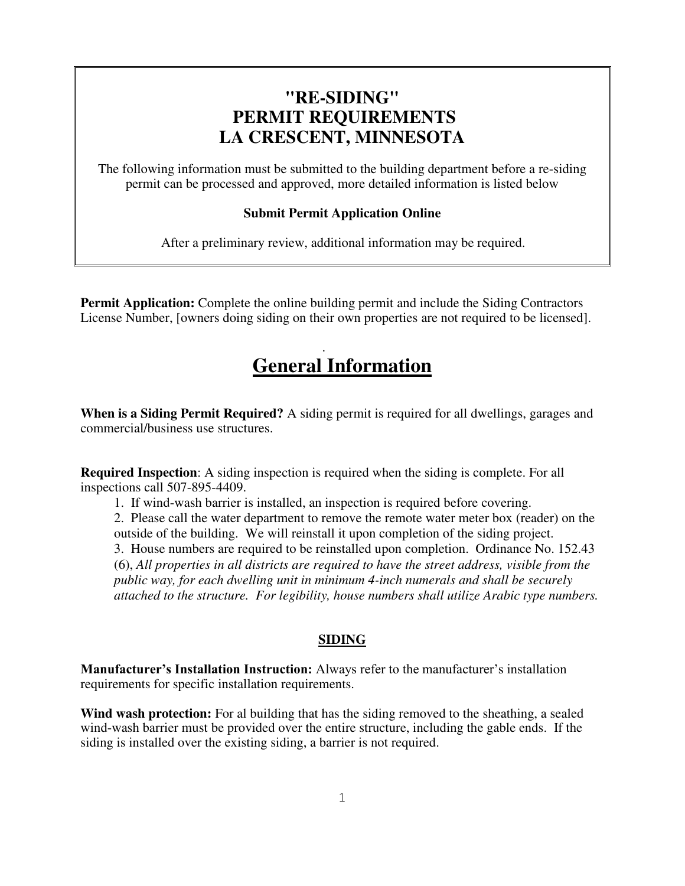# "RE-SIDING" PERMIT REQUIREMENTS LA CRESCENT, MINNESOTA

The following information must be submitted to the building department before a re-siding permit can be processed and approved, more detailed information is listed below

**Submit Permit Application Online**

After a preliminary review, additional information may be required.

**Permit Application:** Complete the online building permit and include the Siding Contractors License Number, [owners doing siding on their own properties are not required to be licensed].

.

## General Information

**When is a Siding Permit Required?** A siding permit is required for all dwellings, garages and commercial/business use structures.

**Required Inspection**: A siding inspection is required when the siding is complete. For all inspections call 507-895-4409.

1. If wind-wash barrier is installed, an inspection is required before covering.
2. Please call the water department to remove the remote water meter box (reader) on the outside of the building. We will reinstall it upon completion of the siding project.
3. House numbers are required to be reinstalled upon completion. Ordinance No. 152.43 (6), *All properties in all districts are required to have the street address, visible from the public way, for each dwelling unit in minimum 4-inch numerals and shall be securely attached to the structure. For legibility, house numbers shall utilize Arabic type numbers.*

### SIDING

**Manufacturer's Installation Instruction:** Always refer to the manufacturer's installation requirements for specific installation requirements.

**Wind wash protection:** For al building that has the siding removed to the sheathing, a sealed wind-wash barrier must be provided over the entire structure, including the gable ends. If the siding is installed over the existing siding, a barrier is not required.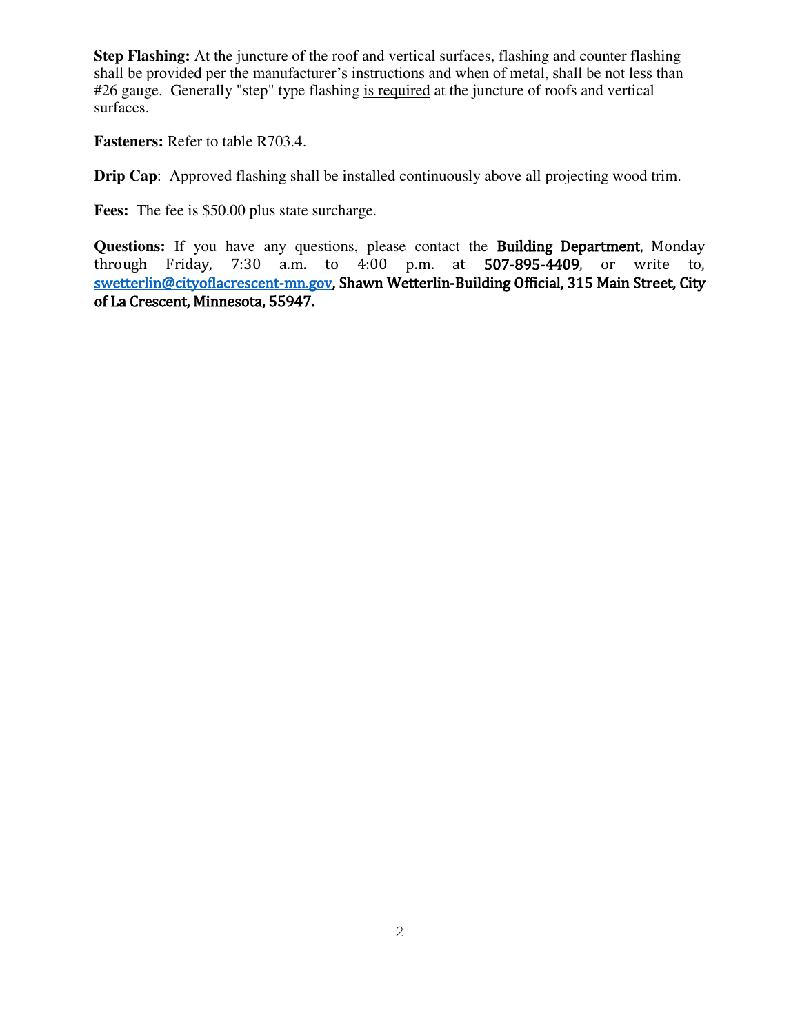**Step Flashing:** At the juncture of the roof and vertical surfaces, flashing and counter flashing shall be provided per the manufacturer's instructions and when of metal, shall be not less than #26 gauge. Generally "step" type flashing <u>is required</u> at the juncture of roofs and vertical surfaces.

**Fasteners:** Refer to table R703.4.

**Drip Cap**: Approved flashing shall be installed continuously above all projecting wood trim.

**Fees:** The fee is $50.00 plus state surcharge.

**Questions:** If you have any questions, please contact the **Building Department**, Monday through Friday, 7:30 a.m. to 4:00 p.m. at **507-895-4409**, or write to, [swetterlin@cityoflacrescent-mn.gov](mailto:swetterlin@cityoflacrescent-mn.gov), **Shawn Wetterlin-Building Official, 315 Main Street, City of La Crescent, Minnesota, 55947.**